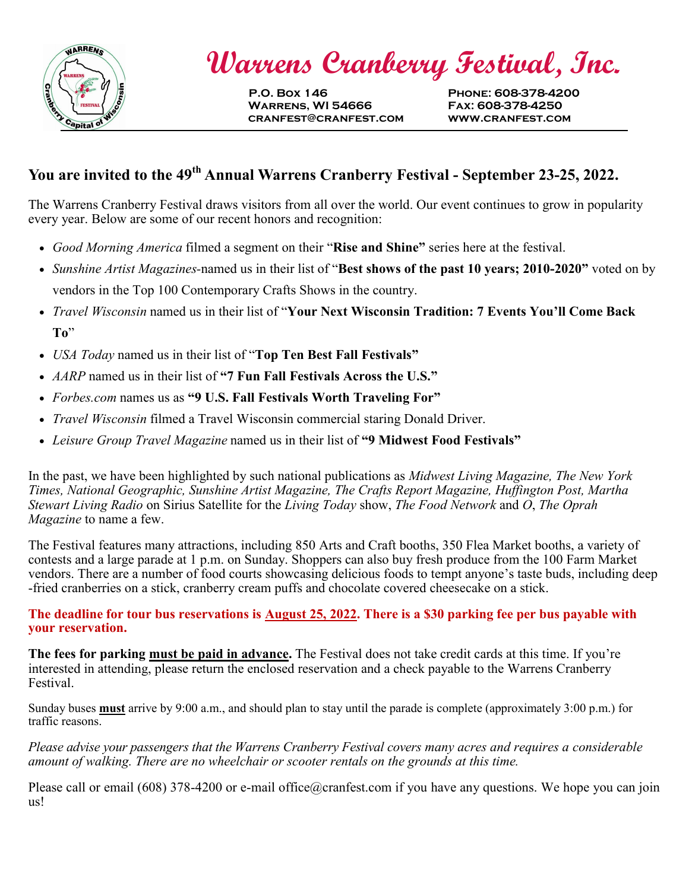# Warrens Cranberry Festival, Inc.

P.O. Box 146
Warrens, WI 54666
cranfest@cranfest.com

Phone: 608-378-4200
Fax: 608-378-4250
www.cranfest.com

## You are invited to the 49th Annual Warrens Cranberry Festival - September 23-25, 2022.

The Warrens Cranberry Festival draws visitors from all over the world. Our event continues to grow in popularity every year. Below are some of our recent honors and recognition:

- *Good Morning America* filmed a segment on their "**Rise and Shine"** series here at the festival.
- *Sunshine Artist Magazines*-named us in their list of "**Best shows of the past 10 years; 2010-2020"** voted on by vendors in the Top 100 Contemporary Crafts Shows in the country.
- *Travel Wisconsin* named us in their list of "**Your Next Wisconsin Tradition: 7 Events You'll Come Back To**"
- *USA Today* named us in their list of "**Top Ten Best Fall Festivals"**
- *AARP* named us in their list of **"7 Fun Fall Festivals Across the U.S."**
- *Forbes.com* names us as **"9 U.S. Fall Festivals Worth Traveling For"**
- *Travel Wisconsin* filmed a Travel Wisconsin commercial staring Donald Driver.
- *Leisure Group Travel Magazine* named us in their list of **"9 Midwest Food Festivals"**

In the past, we have been highlighted by such national publications as *Midwest Living Magazine, The New York Times, National Geographic, Sunshine Artist Magazine, The Crafts Report Magazine, Huffington Post, Martha Stewart Living Radio* on Sirius Satellite for the *Living Today* show, *The Food Network* and *O*, *The Oprah Magazine* to name a few.

The Festival features many attractions, including 850 Arts and Craft booths, 350 Flea Market booths, a variety of contests and a large parade at 1 p.m. on Sunday. Shoppers can also buy fresh produce from the 100 Farm Market vendors. There are a number of food courts showcasing delicious foods to tempt anyone's taste buds, including deep-fried cranberries on a stick, cranberry cream puffs and chocolate covered cheesecake on a stick.

**The deadline for tour bus reservations is <u>August 25, 2022</u>. There is a $30 parking fee per bus payable with your reservation.**

**The fees for parking <u>must be paid in advance</u>.** The Festival does not take credit cards at this time. If you're interested in attending, please return the enclosed reservation and a check payable to the Warrens Cranberry Festival.

Sunday buses **<u>must</u>** arrive by 9:00 a.m., and should plan to stay until the parade is complete (approximately 3:00 p.m.) for traffic reasons.

*Please advise your passengers that the Warrens Cranberry Festival covers many acres and requires a considerable amount of walking. There are no wheelchair or scooter rentals on the grounds at this time.*

Please call or email (608) 378-4200 or e-mail office@cranfest.com if you have any questions. We hope you can join us!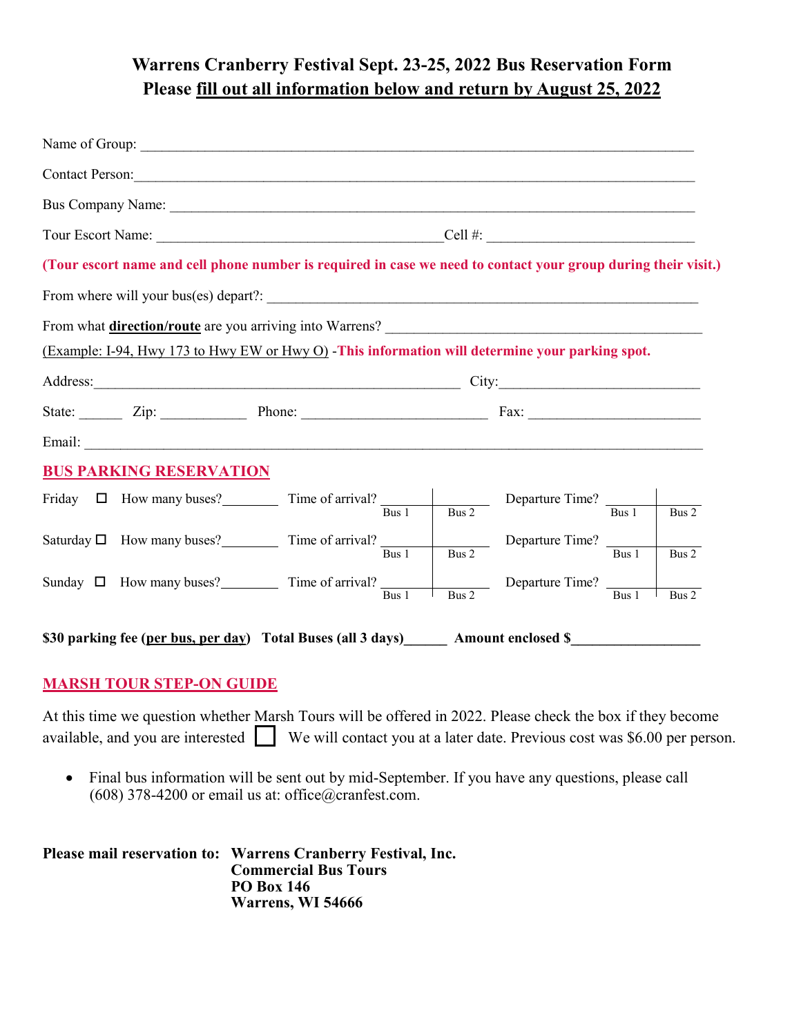# Warrens Cranberry Festival Sept. 23-25, 2022 Bus Reservation Form

## Please fill out all information below and return by August 25, 2022

Name of Group: ___________________________________________________________________________

Contact Person: ___________________________________________________________________________

Bus Company Name: ________________________________________________________________________

Tour Escort Name: _______________________________________ Cell #: ___________________________

**(Tour escort name and cell phone number is required in case we need to contact your group during their visit.)**

From where will your bus(es) depart?: ___________________________________________________________

From what **direction/route** are you arriving into Warrens? __________________________________________

(Example: I-94, Hwy 173 to Hwy EW or Hwy O) -**This information will determine your parking spot.**

Address: _________________________________________________ City: __________________________

State: ______ Zip: ____________ Phone: _________________________ Fax: ______________________

Email: ____________________________________________________________________________________

## BUS PARKING RESERVATION

| | | | Time of arrival? | | Departure Time? | |
|---|---|---|---|---|---|---|
| | | | Bus 1 | Bus 2 | Bus 1 | Bus 2 |
| Friday | ☐ | How many buses?________ | | | | |
| Saturday | ☐ | How many buses?________ | | | | |
| Sunday | ☐ | How many buses?________ | | | | |

**$30 parking fee (per bus, per day) Total Buses (all 3 days)______ Amount enclosed $_________________**

## MARSH TOUR STEP-ON GUIDE

At this time we question whether Marsh Tours will be offered in 2022. Please check the box if they become available, and you are interested ☐ We will contact you at a later date. Previous cost was $6.00 per person.

- Final bus information will be sent out by mid-September. If you have any questions, please call (608) 378-4200 or email us at: office@cranfest.com.

**Please mail reservation to:**
**Warrens Cranberry Festival, Inc.**
**Commercial Bus Tours**
**PO Box 146**
**Warrens, WI 54666**